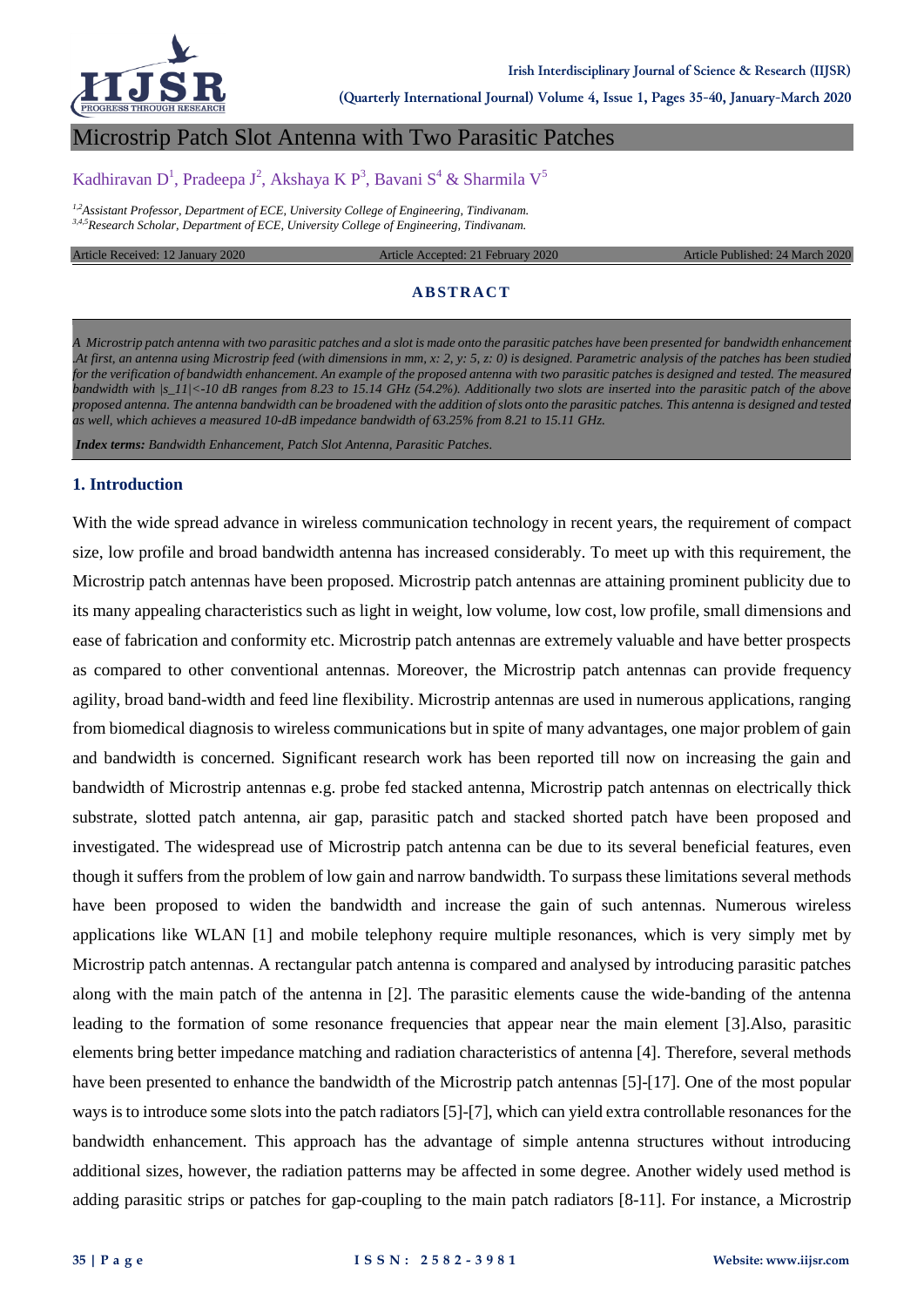# Microstrip Patch Slot Antenna with Two Parasitic Patches

Kadhiravan D[1], Pradeepa J[2], Akshaya K P[3], Bavani S[4] & Sharmila V[5]

*[1,2]Assistant Professor, Department of ECE, University College of Engineering, Tindivanam.*
*[3,4,5]Research Scholar, Department of ECE, University College of Engineering, Tindivanam.*

Article Received: 12 January 2020 | Article Accepted: 21 February 2020 | Article Published: 24 March 2020

### ABSTRACT

*A Microstrip patch antenna with two parasitic patches and a slot is made onto the parasitic patches have been presented for bandwidth enhancement .At first, an antenna using Microstrip feed (with dimensions in mm, x: 2, y: 5, z: 0) is designed. Parametric analysis of the patches has been studied for the verification of bandwidth enhancement. An example of the proposed antenna with two parasitic patches is designed and tested. The measured bandwidth with |s_11|<-10 dB ranges from 8.23 to 15.14 GHz (54.2%). Additionally two slots are inserted into the parasitic patch of the above proposed antenna. The antenna bandwidth can be broadened with the addition of slots onto the parasitic patches. This antenna is designed and tested as well, which achieves a measured 10-dB impedance bandwidth of 63.25% from 8.21 to 15.11 GHz.*

***Index terms:*** *Bandwidth Enhancement, Patch Slot Antenna, Parasitic Patches.*

## 1. Introduction

With the wide spread advance in wireless communication technology in recent years, the requirement of compact size, low profile and broad bandwidth antenna has increased considerably. To meet up with this requirement, the Microstrip patch antennas have been proposed. Microstrip patch antennas are attaining prominent publicity due to its many appealing characteristics such as light in weight, low volume, low cost, low profile, small dimensions and ease of fabrication and conformity etc. Microstrip patch antennas are extremely valuable and have better prospects as compared to other conventional antennas. Moreover, the Microstrip patch antennas can provide frequency agility, broad band-width and feed line flexibility. Microstrip antennas are used in numerous applications, ranging from biomedical diagnosis to wireless communications but in spite of many advantages, one major problem of gain and bandwidth is concerned. Significant research work has been reported till now on increasing the gain and bandwidth of Microstrip antennas e.g. probe fed stacked antenna, Microstrip patch antennas on electrically thick substrate, slotted patch antenna, air gap, parasitic patch and stacked shorted patch have been proposed and investigated. The widespread use of Microstrip patch antenna can be due to its several beneficial features, even though it suffers from the problem of low gain and narrow bandwidth. To surpass these limitations several methods have been proposed to widen the bandwidth and increase the gain of such antennas. Numerous wireless applications like WLAN [1] and mobile telephony require multiple resonances, which is very simply met by Microstrip patch antennas. A rectangular patch antenna is compared and analysed by introducing parasitic patches along with the main patch of the antenna in [2]. The parasitic elements cause the wide-banding of the antenna leading to the formation of some resonance frequencies that appear near the main element [3].Also, parasitic elements bring better impedance matching and radiation characteristics of antenna [4]. Therefore, several methods have been presented to enhance the bandwidth of the Microstrip patch antennas [5]-[17]. One of the most popular ways is to introduce some slots into the patch radiators [5]-[7], which can yield extra controllable resonances for the bandwidth enhancement. This approach has the advantage of simple antenna structures without introducing additional sizes, however, the radiation patterns may be affected in some degree. Another widely used method is adding parasitic strips or patches for gap-coupling to the main patch radiators [8-11]. For instance, a Microstrip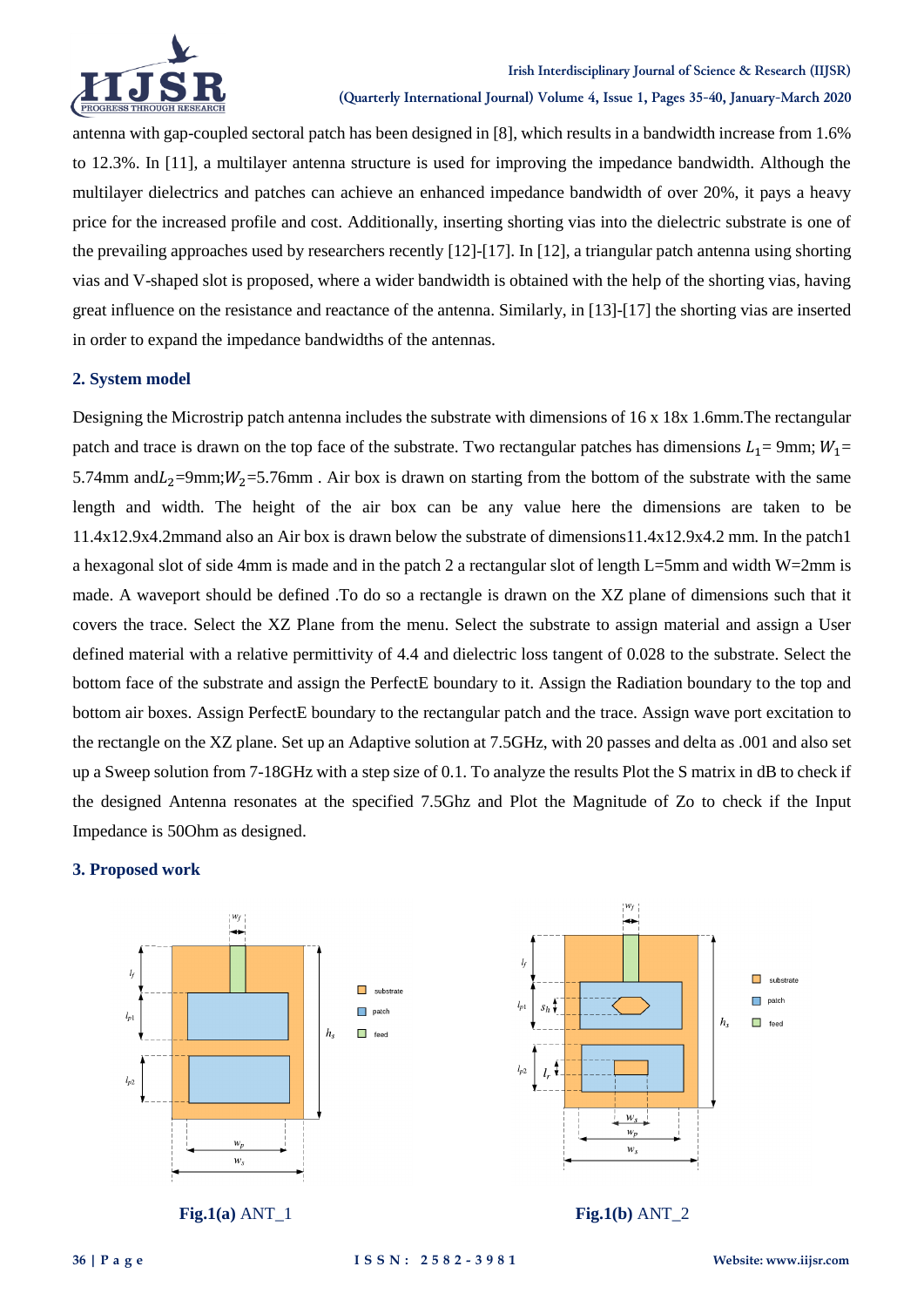antenna with gap-coupled sectoral patch has been designed in [8], which results in a bandwidth increase from 1.6% to 12.3%. In [11], a multilayer antenna structure is used for improving the impedance bandwidth. Although the multilayer dielectrics and patches can achieve an enhanced impedance bandwidth of over 20%, it pays a heavy price for the increased profile and cost. Additionally, inserting shorting vias into the dielectric substrate is one of the prevailing approaches used by researchers recently [12]-[17]. In [12], a triangular patch antenna using shorting vias and V-shaped slot is proposed, where a wider bandwidth is obtained with the help of the shorting vias, having great influence on the resistance and reactance of the antenna. Similarly, in [13]-[17] the shorting vias are inserted in order to expand the impedance bandwidths of the antennas.

## 2. System model

Designing the Microstrip patch antenna includes the substrate with dimensions of 16 x 18x 1.6mm.The rectangular patch and trace is drawn on the top face of the substrate. Two rectangular patches has dimensions $L_1$= 9mm; $W_1$= 5.74mm and$L_2$=9mm;$W_2$=5.76mm . Air box is drawn on starting from the bottom of the substrate with the same length and width. The height of the air box can be any value here the dimensions are taken to be 11.4x12.9x4.2mmand also an Air box is drawn below the substrate of dimensions11.4x12.9x4.2 mm. In the patch1 a hexagonal slot of side 4mm is made and in the patch 2 a rectangular slot of length L=5mm and width W=2mm is made. A waveport should be defined .To do so a rectangle is drawn on the XZ plane of dimensions such that it covers the trace. Select the XZ Plane from the menu. Select the substrate to assign material and assign a User defined material with a relative permittivity of 4.4 and dielectric loss tangent of 0.028 to the substrate. Select the bottom face of the substrate and assign the PerfectE boundary to it. Assign the Radiation boundary to the top and bottom air boxes. Assign PerfectE boundary to the rectangular patch and the trace. Assign wave port excitation to the rectangle on the XZ plane. Set up an Adaptive solution at 7.5GHz, with 20 passes and delta as .001 and also set up a Sweep solution from 7-18GHz with a step size of 0.1. To analyze the results Plot the S matrix in dB to check if the designed Antenna resonates at the specified 7.5Ghz and Plot the Magnitude of Zo to check if the Input Impedance is 50Ohm as designed.

## 3. Proposed work

**Fig.1(a)** ANT_1

**Fig.1(b)** ANT_2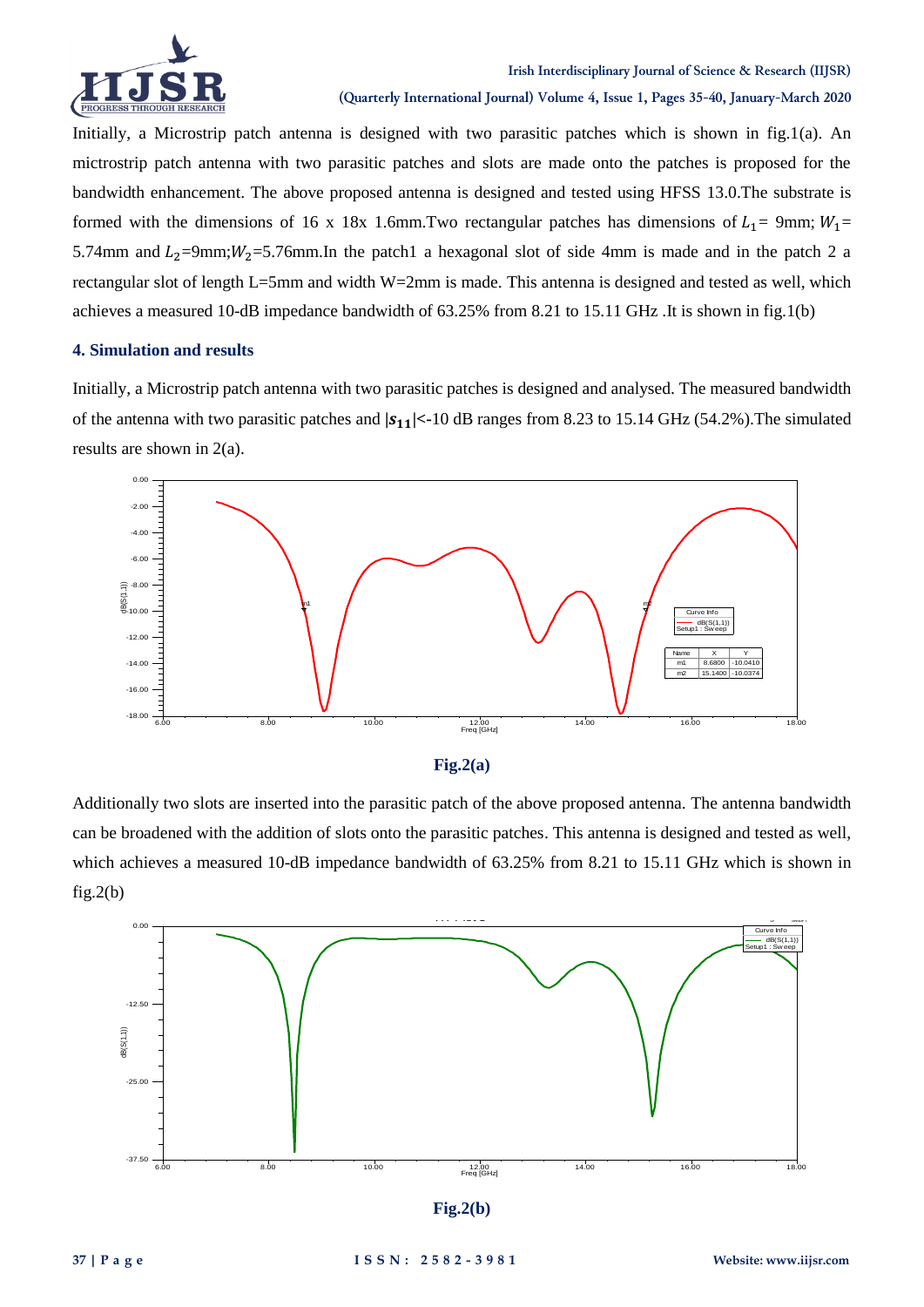Initially, a Microstrip patch antenna is designed with two parasitic patches which is shown in fig.1(a). An mictrostrip patch antenna with two parasitic patches and slots are made onto the patches is proposed for the bandwidth enhancement. The above proposed antenna is designed and tested using HFSS 13.0.The substrate is formed with the dimensions of 16 x 18x 1.6mm.Two rectangular patches has dimensions of $L_1$= 9mm; $W_1$= 5.74mm and $L_2$=9mm;$W_2$=5.76mm.In the patch1 a hexagonal slot of side 4mm is made and in the patch 2 a rectangular slot of length L=5mm and width W=2mm is made. This antenna is designed and tested as well, which achieves a measured 10-dB impedance bandwidth of 63.25% from 8.21 to 15.11 GHz .It is shown in fig.1(b)

### 4. Simulation and results

Initially, a Microstrip patch antenna with two parasitic patches is designed and analysed. The measured bandwidth of the antenna with two parasitic patches and $|s_{11}|$<-10 dB ranges from 8.23 to 15.14 GHz (54.2%).The simulated results are shown in 2(a).

**Fig.2(a)**

Additionally two slots are inserted into the parasitic patch of the above proposed antenna. The antenna bandwidth can be broadened with the addition of slots onto the parasitic patches. This antenna is designed and tested as well, which achieves a measured 10-dB impedance bandwidth of 63.25% from 8.21 to 15.11 GHz which is shown in fig.2(b)

**Fig.2(b)**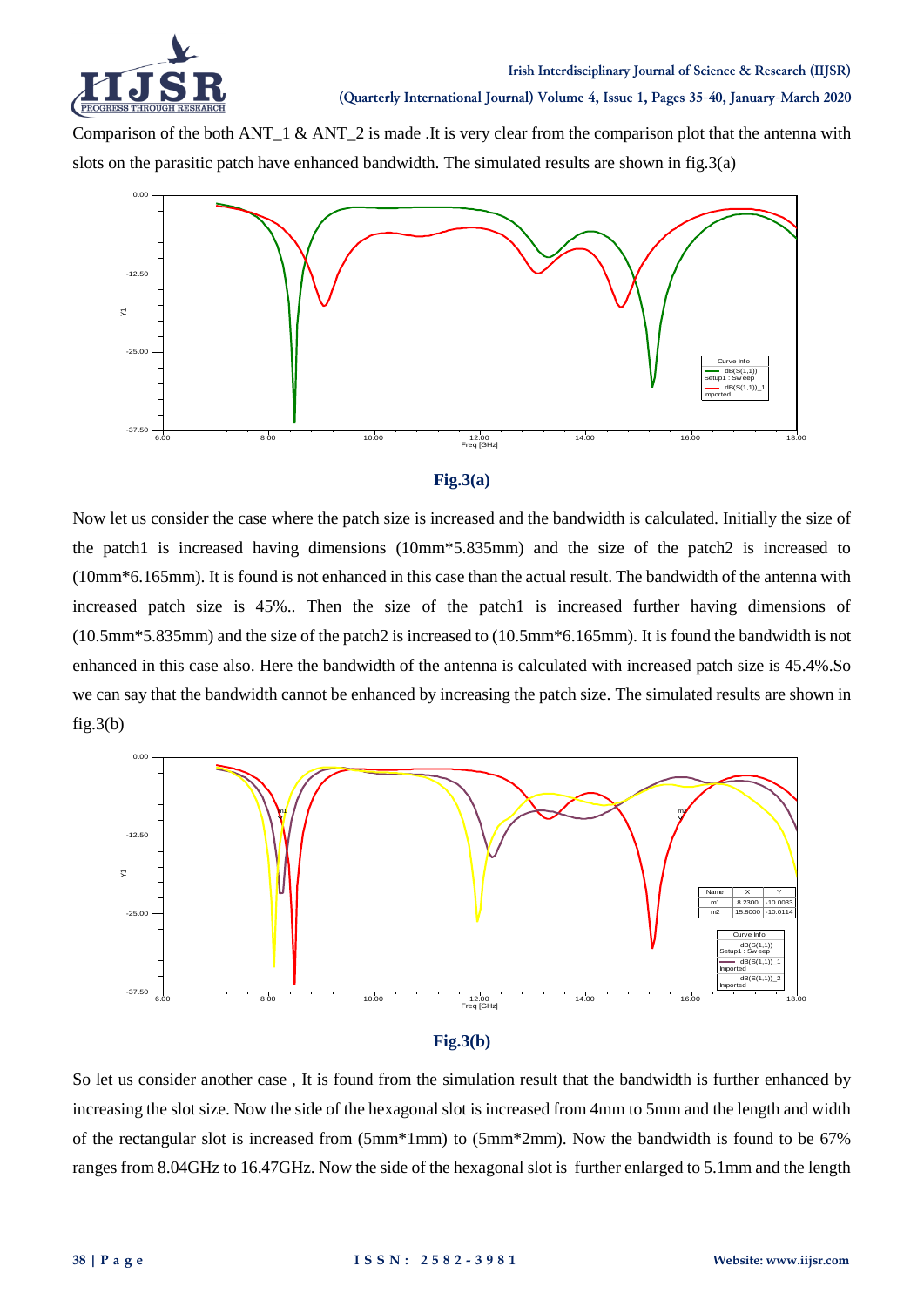Comparison of the both ANT_1 & ANT_2 is made .It is very clear from the comparison plot that the antenna with slots on the parasitic patch have enhanced bandwidth. The simulated results are shown in fig.3(a)

**Fig.3(a)**

Now let us consider the case where the patch size is increased and the bandwidth is calculated. Initially the size of the patch1 is increased having dimensions (10mm*5.835mm) and the size of the patch2 is increased to (10mm*6.165mm). It is found is not enhanced in this case than the actual result. The bandwidth of the antenna with increased patch size is 45%.. Then the size of the patch1 is increased further having dimensions of (10.5mm*5.835mm) and the size of the patch2 is increased to (10.5mm*6.165mm). It is found the bandwidth is not enhanced in this case also. Here the bandwidth of the antenna is calculated with increased patch size is 45.4%.So we can say that the bandwidth cannot be enhanced by increasing the patch size. The simulated results are shown in fig.3(b)

**Fig.3(b)**

So let us consider another case , It is found from the simulation result that the bandwidth is further enhanced by increasing the slot size. Now the side of the hexagonal slot is increased from 4mm to 5mm and the length and width of the rectangular slot is increased from (5mm*1mm) to (5mm*2mm). Now the bandwidth is found to be 67% ranges from 8.04GHz to 16.47GHz. Now the side of the hexagonal slot is further enlarged to 5.1mm and the length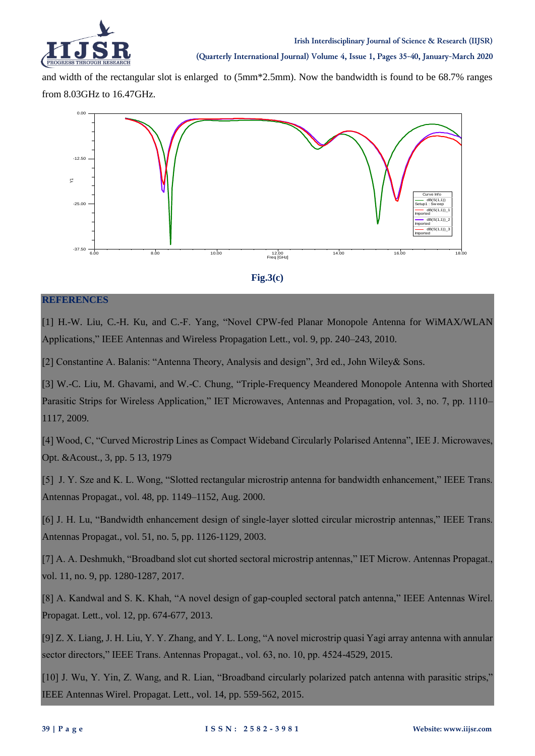and width of the rectangular slot is enlarged to (5mm*2.5mm). Now the bandwidth is found to be 68.7% ranges from 8.03GHz to 16.47GHz.

Fig.3(c)

## REFERENCES

[1] H.-W. Liu, C.-H. Ku, and C.-F. Yang, "Novel CPW-fed Planar Monopole Antenna for WiMAX/WLAN Applications," IEEE Antennas and Wireless Propagation Lett., vol. 9, pp. 240–243, 2010.

[2] Constantine A. Balanis: "Antenna Theory, Analysis and design", 3rd ed., John Wiley& Sons.

[3] W.-C. Liu, M. Ghavami, and W.-C. Chung, "Triple-Frequency Meandered Monopole Antenna with Shorted Parasitic Strips for Wireless Application," IET Microwaves, Antennas and Propagation, vol. 3, no. 7, pp. 1110–1117, 2009.

[4] Wood, C, "Curved Microstrip Lines as Compact Wideband Circularly Polarised Antenna", IEE J. Microwaves, Opt. &Acoust., 3, pp. 5 13, 1979

[5] J. Y. Sze and K. L. Wong, "Slotted rectangular microstrip antenna for bandwidth enhancement," IEEE Trans. Antennas Propagat., vol. 48, pp. 1149–1152, Aug. 2000.

[6] J. H. Lu, "Bandwidth enhancement design of single-layer slotted circular microstrip antennas," IEEE Trans. Antennas Propagat., vol. 51, no. 5, pp. 1126-1129, 2003.

[7] A. A. Deshmukh, "Broadband slot cut shorted sectoral microstrip antennas," IET Microw. Antennas Propagat., vol. 11, no. 9, pp. 1280-1287, 2017.

[8] A. Kandwal and S. K. Khah, "A novel design of gap-coupled sectoral patch antenna," IEEE Antennas Wirel. Propagat. Lett., vol. 12, pp. 674-677, 2013.

[9] Z. X. Liang, J. H. Liu, Y. Y. Zhang, and Y. L. Long, "A novel microstrip quasi Yagi array antenna with annular sector directors," IEEE Trans. Antennas Propagat., vol. 63, no. 10, pp. 4524-4529, 2015.

[10] J. Wu, Y. Yin, Z. Wang, and R. Lian, "Broadband circularly polarized patch antenna with parasitic strips," IEEE Antennas Wirel. Propagat. Lett., vol. 14, pp. 559-562, 2015.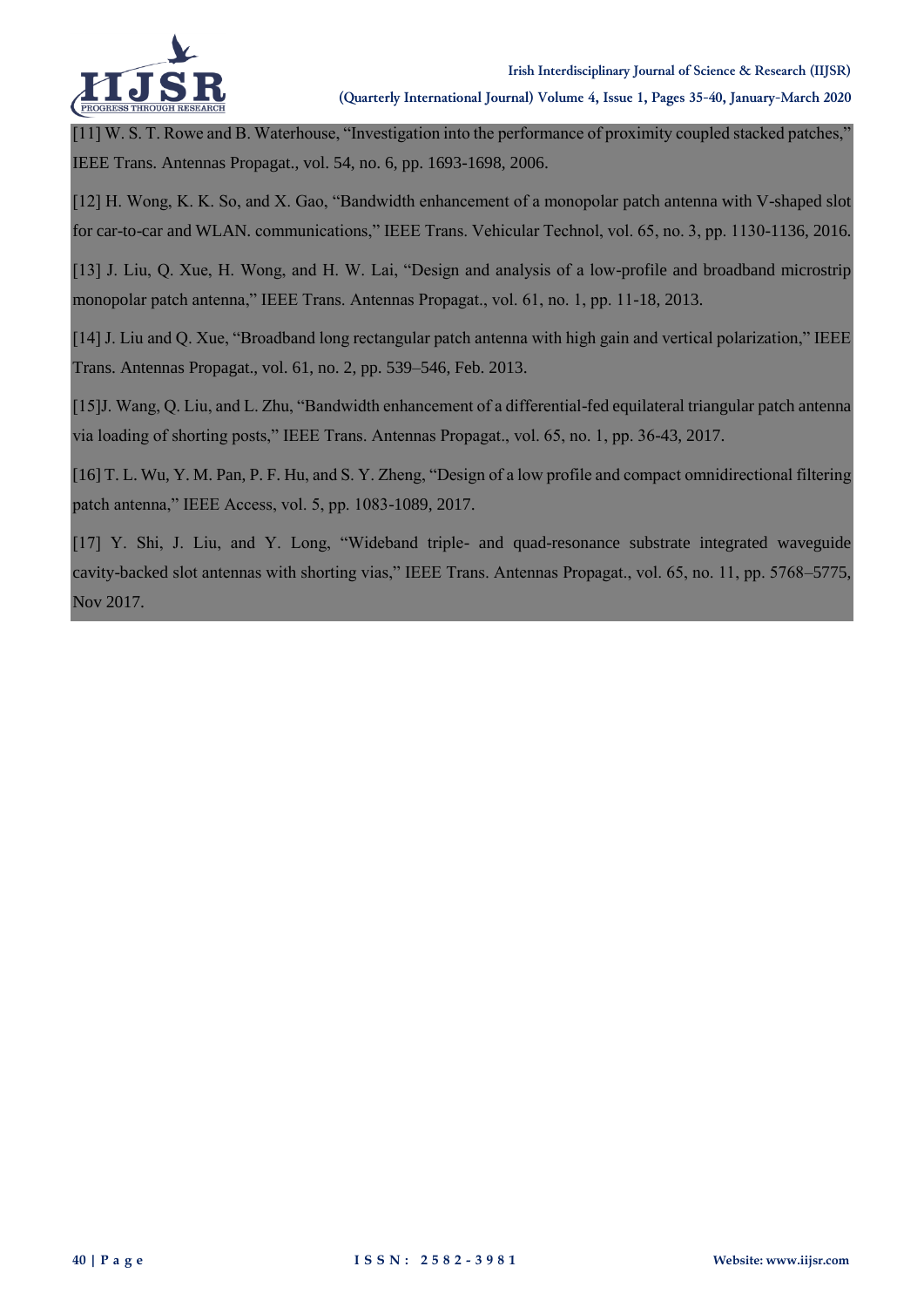[11] W. S. T. Rowe and B. Waterhouse, "Investigation into the performance of proximity coupled stacked patches," IEEE Trans. Antennas Propagat., vol. 54, no. 6, pp. 1693-1698, 2006.

[12] H. Wong, K. K. So, and X. Gao, "Bandwidth enhancement of a monopolar patch antenna with V-shaped slot for car-to-car and WLAN. communications," IEEE Trans. Vehicular Technol, vol. 65, no. 3, pp. 1130-1136, 2016.

[13] J. Liu, Q. Xue, H. Wong, and H. W. Lai, "Design and analysis of a low-profile and broadband microstrip monopolar patch antenna," IEEE Trans. Antennas Propagat., vol. 61, no. 1, pp. 11-18, 2013.

[14] J. Liu and Q. Xue, "Broadband long rectangular patch antenna with high gain and vertical polarization," IEEE Trans. Antennas Propagat., vol. 61, no. 2, pp. 539–546, Feb. 2013.

[15]J. Wang, Q. Liu, and L. Zhu, "Bandwidth enhancement of a differential-fed equilateral triangular patch antenna via loading of shorting posts," IEEE Trans. Antennas Propagat., vol. 65, no. 1, pp. 36-43, 2017.

[16] T. L. Wu, Y. M. Pan, P. F. Hu, and S. Y. Zheng, "Design of a low profile and compact omnidirectional filtering patch antenna," IEEE Access, vol. 5, pp. 1083-1089, 2017.

[17] Y. Shi, J. Liu, and Y. Long, "Wideband triple- and quad-resonance substrate integrated waveguide cavity-backed slot antennas with shorting vias," IEEE Trans. Antennas Propagat., vol. 65, no. 11, pp. 5768–5775, Nov 2017.